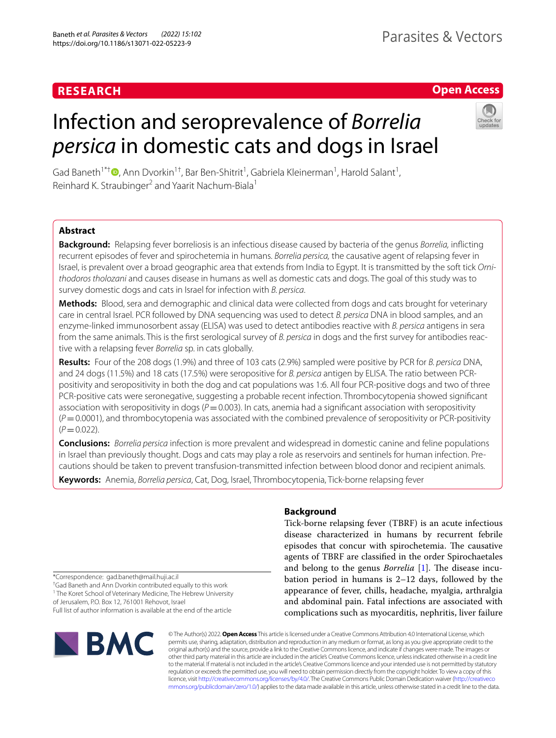RESEARCH

Open Access

# Infection and seroprevalence of *Borrelia persica* in domestic cats and dogs in Israel

Gad Baneth[1*†], Ann Dvorkin[1†], Bar Ben-Shitrit[1], Gabriela Kleinerman[1], Harold Salant[1], Reinhard K. Straubinger[2] and Yaarit Nachum-Biala[1]

## Abstract

**Background:** Relapsing fever borreliosis is an infectious disease caused by bacteria of the genus *Borrelia,* inflicting recurrent episodes of fever and spirochetemia in humans. *Borrelia persica,* the causative agent of relapsing fever in Israel, is prevalent over a broad geographic area that extends from India to Egypt. It is transmitted by the soft tick *Ornithodoros tholozani* and causes disease in humans as well as domestic cats and dogs. The goal of this study was to survey domestic dogs and cats in Israel for infection with *B. persica.*

**Methods:** Blood, sera and demographic and clinical data were collected from dogs and cats brought for veterinary care in central Israel. PCR followed by DNA sequencing was used to detect *B. persica* DNA in blood samples, and an enzyme-linked immunosorbent assay (ELISA) was used to detect antibodies reactive with *B. persica* antigens in sera from the same animals. This is the first serological survey of *B. persica* in dogs and the first survey for antibodies reactive with a relapsing fever *Borrelia* sp. in cats globally.

**Results:** Four of the 208 dogs (1.9%) and three of 103 cats (2.9%) sampled were positive by PCR for *B. persica* DNA, and 24 dogs (11.5%) and 18 cats (17.5%) were seropositive for *B. persica* antigen by ELISA. The ratio between PCR-positivity and seropositivity in both the dog and cat populations was 1:6. All four PCR-positive dogs and two of three PCR-positive cats were seronegative, suggesting a probable recent infection. Thrombocytopenia showed significant association with seropositivity in dogs ($P = 0.003$). In cats, anemia had a significant association with seropositivity ($P = 0.0001$), and thrombocytopenia was associated with the combined prevalence of seropositivity or PCR-positivity ($P = 0.022$).

**Conclusions:** *Borrelia persica* infection is more prevalent and widespread in domestic canine and feline populations in Israel than previously thought. Dogs and cats may play a role as reservoirs and sentinels for human infection. Precautions should be taken to prevent transfusion-transmitted infection between blood donor and recipient animals.

**Keywords:** Anemia, *Borrelia persica*, Cat, Dog, Israel, Thrombocytopenia, Tick-borne relapsing fever

*Correspondence: gad.baneth@mail.huji.ac.il
†Gad Baneth and Ann Dvorkin contributed equally to this work
[1] The Koret School of Veterinary Medicine, The Hebrew University of Jerusalem, P.O. Box 12, 761001 Rehovot, Israel
Full list of author information is available at the end of the article

## Background

Tick-borne relapsing fever (TBRF) is an acute infectious disease characterized in humans by recurrent febrile episodes that concur with spirochetemia. The causative agents of TBRF are classified in the order Spirochaetales and belong to the genus *Borrelia* [1]. The disease incubation period in humans is 2–12 days, followed by the appearance of fever, chills, headache, myalgia, arthralgia and abdominal pain. Fatal infections are associated with complications such as myocarditis, nephritis, liver failure

© The Author(s) 2022. **Open Access** This article is licensed under a Creative Commons Attribution 4.0 International License, which permits use, sharing, adaptation, distribution and reproduction in any medium or format, as long as you give appropriate credit to the original author(s) and the source, provide a link to the Creative Commons licence, and indicate if changes were made. The images or other third party material in this article are included in the article's Creative Commons licence, unless indicated otherwise in a credit line to the material. If material is not included in the article's Creative Commons licence and your intended use is not permitted by statutory regulation or exceeds the permitted use, you will need to obtain permission directly from the copyright holder. To view a copy of this licence, visit http://creativecommons.org/licenses/by/4.0/. The Creative Commons Public Domain Dedication waiver (http://creativecommons.org/publicdomain/zero/1.0/) applies to the data made available in this article, unless otherwise stated in a credit line to the data.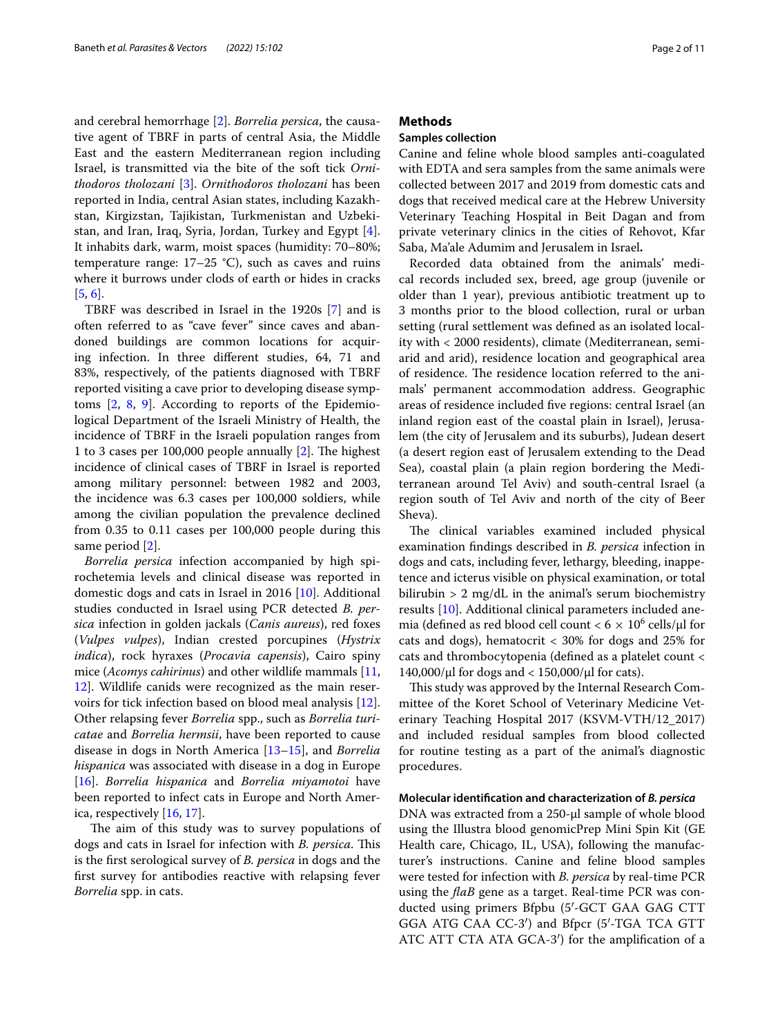and cerebral hemorrhage [2]. *Borrelia persica*, the causative agent of TBRF in parts of central Asia, the Middle East and the eastern Mediterranean region including Israel, is transmitted via the bite of the soft tick *Ornithodoros tholozani* [3]. *Ornithodoros tholozani* has been reported in India, central Asian states, including Kazakhstan, Kirgizstan, Tajikistan, Turkmenistan and Uzbekistan, and Iran, Iraq, Syria, Jordan, Turkey and Egypt [4]. It inhabits dark, warm, moist spaces (humidity: 70–80%; temperature range: 17–25 °C), such as caves and ruins where it burrows under clods of earth or hides in cracks [5, 6].

TBRF was described in Israel in the 1920s [7] and is often referred to as "cave fever" since caves and abandoned buildings are common locations for acquiring infection. In three different studies, 64, 71 and 83%, respectively, of the patients diagnosed with TBRF reported visiting a cave prior to developing disease symptoms [2, 8, 9]. According to reports of the Epidemiological Department of the Israeli Ministry of Health, the incidence of TBRF in the Israeli population ranges from 1 to 3 cases per 100,000 people annually [2]. The highest incidence of clinical cases of TBRF in Israel is reported among military personnel: between 1982 and 2003, the incidence was 6.3 cases per 100,000 soldiers, while among the civilian population the prevalence declined from 0.35 to 0.11 cases per 100,000 people during this same period [2].

*Borrelia persica* infection accompanied by high spirochetemia levels and clinical disease was reported in domestic dogs and cats in Israel in 2016 [10]. Additional studies conducted in Israel using PCR detected *B. persica* infection in golden jackals (*Canis aureus*), red foxes (*Vulpes vulpes*), Indian crested porcupines (*Hystrix indica*), rock hyraxes (*Procavia capensis*), Cairo spiny mice (*Acomys cahirinus*) and other wildlife mammals [11, 12]. Wildlife canids were recognized as the main reservoirs for tick infection based on blood meal analysis [12]. Other relapsing fever *Borrelia* spp., such as *Borrelia turicatae* and *Borrelia hermsii*, have been reported to cause disease in dogs in North America [13–15], and *Borrelia hispanica* was associated with disease in a dog in Europe [16]. *Borrelia hispanica* and *Borrelia miyamotoi* have been reported to infect cats in Europe and North America, respectively [16, 17].

The aim of this study was to survey populations of dogs and cats in Israel for infection with *B. persica*. This is the first serological survey of *B. persica* in dogs and the first survey for antibodies reactive with relapsing fever *Borrelia* spp. in cats.

## Methods

### Samples collection

Canine and feline whole blood samples anti-coagulated with EDTA and sera samples from the same animals were collected between 2017 and 2019 from domestic cats and dogs that received medical care at the Hebrew University Veterinary Teaching Hospital in Beit Dagan and from private veterinary clinics in the cities of Rehovot, Kfar Saba, Ma'ale Adumim and Jerusalem in Israel**.**

Recorded data obtained from the animals' medical records included sex, breed, age group (juvenile or older than 1 year), previous antibiotic treatment up to 3 months prior to the blood collection, rural or urban setting (rural settlement was defined as an isolated locality with < 2000 residents), climate (Mediterranean, semi-arid and arid), residence location and geographical area of residence. The residence location referred to the animals' permanent accommodation address. Geographic areas of residence included five regions: central Israel (an inland region east of the coastal plain in Israel), Jerusalem (the city of Jerusalem and its suburbs), Judean desert (a desert region east of Jerusalem extending to the Dead Sea), coastal plain (a plain region bordering the Mediterranean around Tel Aviv) and south-central Israel (a region south of Tel Aviv and north of the city of Beer Sheva).

The clinical variables examined included physical examination findings described in *B. persica* infection in dogs and cats, including fever, lethargy, bleeding, inappetence and icterus visible on physical examination, or total bilirubin > 2 mg/dL in the animal's serum biochemistry results [10]. Additional clinical parameters included anemia (defined as red blood cell count < $6 \times 10^6$ cells/µl for cats and dogs), hematocrit < 30% for dogs and 25% for cats and thrombocytopenia (defined as a platelet count < 140,000/µl for dogs and < 150,000/µl for cats).

This study was approved by the Internal Research Committee of the Koret School of Veterinary Medicine Veterinary Teaching Hospital 2017 (KSVM-VTH/12_2017) and included residual samples from blood collected for routine testing as a part of the animal's diagnostic procedures.

### Molecular identification and characterization of *B. persica*

DNA was extracted from a 250-µl sample of whole blood using the Illustra blood genomicPrep Mini Spin Kit (GE Health care, Chicago, IL, USA), following the manufacturer's instructions. Canine and feline blood samples were tested for infection with *B. persica* by real-time PCR using the *flaB* gene as a target. Real-time PCR was conducted using primers Bfpbu (5′-GCT GAA GAG CTT GGA ATG CAA CC-3′) and Bfpcr (5′-TGA TCA GTT ATC ATT CTA ATA GCA-3′) for the amplification of a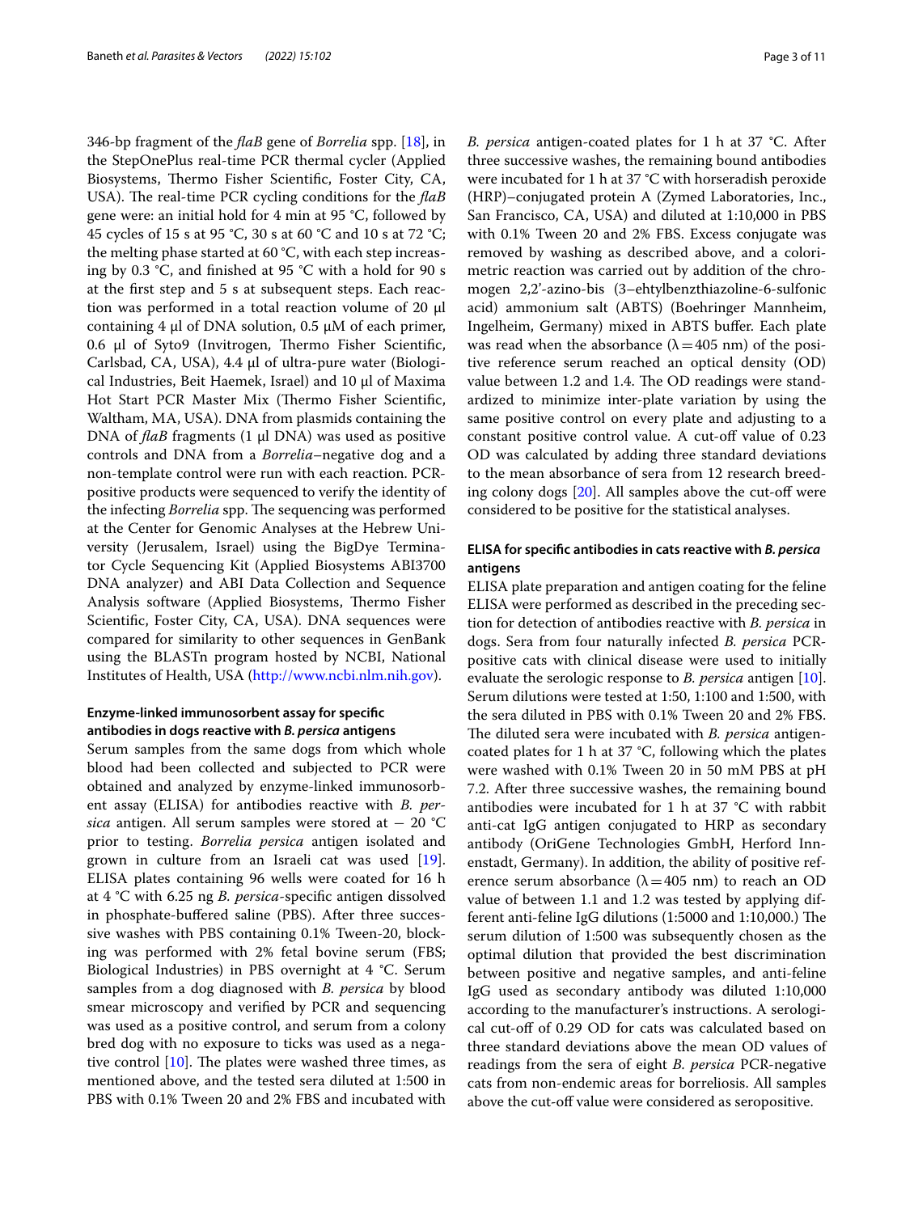346-bp fragment of the *flaB* gene of *Borrelia* spp. [18], in the StepOnePlus real-time PCR thermal cycler (Applied Biosystems, Thermo Fisher Scientific, Foster City, CA, USA). The real-time PCR cycling conditions for the *flaB* gene were: an initial hold for 4 min at 95 °C, followed by 45 cycles of 15 s at 95 °C, 30 s at 60 °C and 10 s at 72 °C; the melting phase started at 60 °C, with each step increasing by 0.3 °C, and finished at 95 °C with a hold for 90 s at the first step and 5 s at subsequent steps. Each reaction was performed in a total reaction volume of 20 µl containing 4 µl of DNA solution, 0.5 µM of each primer, 0.6 µl of Syto9 (Invitrogen, Thermo Fisher Scientific, Carlsbad, CA, USA), 4.4 µl of ultra-pure water (Biological Industries, Beit Haemek, Israel) and 10 µl of Maxima Hot Start PCR Master Mix (Thermo Fisher Scientific, Waltham, MA, USA). DNA from plasmids containing the DNA of *flaB* fragments (1 µl DNA) was used as positive controls and DNA from a *Borrelia*–negative dog and a non-template control were run with each reaction. PCR-positive products were sequenced to verify the identity of the infecting *Borrelia* spp. The sequencing was performed at the Center for Genomic Analyses at the Hebrew University (Jerusalem, Israel) using the BigDye Terminator Cycle Sequencing Kit (Applied Biosystems ABI3700 DNA analyzer) and ABI Data Collection and Sequence Analysis software (Applied Biosystems, Thermo Fisher Scientific, Foster City, CA, USA). DNA sequences were compared for similarity to other sequences in GenBank using the BLASTn program hosted by NCBI, National Institutes of Health, USA (http://www.ncbi.nlm.nih.gov).

#### Enzyme-linked immunosorbent assay for specific antibodies in dogs reactive with *B. persica* antigens

Serum samples from the same dogs from which whole blood had been collected and subjected to PCR were obtained and analyzed by enzyme-linked immunosorbent assay (ELISA) for antibodies reactive with *B. persica* antigen. All serum samples were stored at − 20 °C prior to testing. *Borrelia persica* antigen isolated and grown in culture from an Israeli cat was used [19]. ELISA plates containing 96 wells were coated for 16 h at 4 °C with 6.25 ng *B. persica*-specific antigen dissolved in phosphate-buffered saline (PBS). After three successive washes with PBS containing 0.1% Tween-20, blocking was performed with 2% fetal bovine serum (FBS; Biological Industries) in PBS overnight at 4 °C. Serum samples from a dog diagnosed with *B. persica* by blood smear microscopy and verified by PCR and sequencing was used as a positive control, and serum from a colony bred dog with no exposure to ticks was used as a negative control [10]. The plates were washed three times, as mentioned above, and the tested sera diluted at 1:500 in PBS with 0.1% Tween 20 and 2% FBS and incubated with *B. persica* antigen-coated plates for 1 h at 37 °C. After three successive washes, the remaining bound antibodies were incubated for 1 h at 37 °C with horseradish peroxide (HRP)–conjugated protein A (Zymed Laboratories, Inc., San Francisco, CA, USA) and diluted at 1:10,000 in PBS with 0.1% Tween 20 and 2% FBS. Excess conjugate was removed by washing as described above, and a colorimetric reaction was carried out by addition of the chromogen 2,2'-azino-bis (3–ehtylbenzthiazoline-6-sulfonic acid) ammonium salt (ABTS) (Boehringer Mannheim, Ingelheim, Germany) mixed in ABTS buffer. Each plate was read when the absorbance (λ = 405 nm) of the positive reference serum reached an optical density (OD) value between 1.2 and 1.4. The OD readings were standardized to minimize inter-plate variation by using the same positive control on every plate and adjusting to a constant positive control value. A cut-off value of 0.23 OD was calculated by adding three standard deviations to the mean absorbance of sera from 12 research breeding colony dogs [20]. All samples above the cut-off were considered to be positive for the statistical analyses.

#### ELISA for specific antibodies in cats reactive with *B. persica* antigens

ELISA plate preparation and antigen coating for the feline ELISA were performed as described in the preceding section for detection of antibodies reactive with *B. persica* in dogs. Sera from four naturally infected *B. persica* PCR-positive cats with clinical disease were used to initially evaluate the serologic response to *B. persica* antigen [10]. Serum dilutions were tested at 1:50, 1:100 and 1:500, with the sera diluted in PBS with 0.1% Tween 20 and 2% FBS. The diluted sera were incubated with *B. persica* antigen-coated plates for 1 h at 37 °C, following which the plates were washed with 0.1% Tween 20 in 50 mM PBS at pH 7.2. After three successive washes, the remaining bound antibodies were incubated for 1 h at 37 °C with rabbit anti-cat IgG antigen conjugated to HRP as secondary antibody (OriGene Technologies GmbH, Herford Innenstadt, Germany). In addition, the ability of positive reference serum absorbance (λ = 405 nm) to reach an OD value of between 1.1 and 1.2 was tested by applying different anti-feline IgG dilutions (1:5000 and 1:10,000.) The serum dilution of 1:500 was subsequently chosen as the optimal dilution that provided the best discrimination between positive and negative samples, and anti-feline IgG used as secondary antibody was diluted 1:10,000 according to the manufacturer's instructions. A serological cut-off of 0.29 OD for cats was calculated based on three standard deviations above the mean OD values of readings from the sera of eight *B. persica* PCR-negative cats from non-endemic areas for borreliosis. All samples above the cut-off value were considered as seropositive.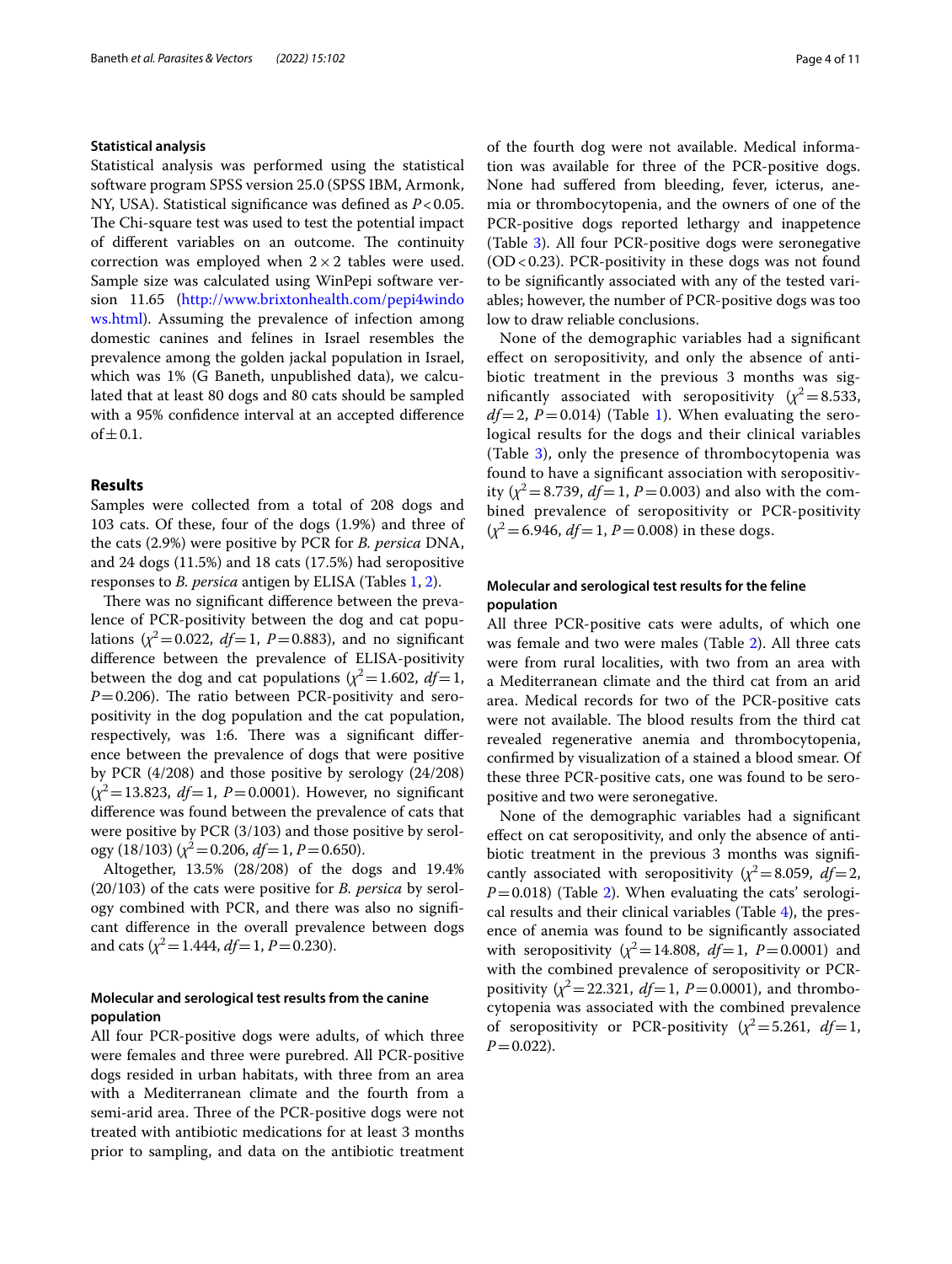### Statistical analysis

Statistical analysis was performed using the statistical software program SPSS version 25.0 (SPSS IBM, Armonk, NY, USA). Statistical significance was defined as $P < 0.05$. The Chi-square test was used to test the potential impact of different variables on an outcome. The continuity correction was employed when $2 \times 2$ tables were used. Sample size was calculated using WinPepi software version 11.65 (http://www.brixtonhealth.com/pepi4windows.html). Assuming the prevalence of infection among domestic canines and felines in Israel resembles the prevalence among the golden jackal population in Israel, which was 1% (G Baneth, unpublished data), we calculated that at least 80 dogs and 80 cats should be sampled with a 95% confidence interval at an accepted difference of $\pm 0.1$.

## Results

Samples were collected from a total of 208 dogs and 103 cats. Of these, four of the dogs (1.9%) and three of the cats (2.9%) were positive by PCR for *B. persica* DNA, and 24 dogs (11.5%) and 18 cats (17.5%) had seropositive responses to *B. persica* antigen by ELISA (Tables 1, 2).

There was no significant difference between the prevalence of PCR-positivity between the dog and cat populations ($\chi^2 = 0.022$, $df = 1$, $P = 0.883$), and no significant difference between the prevalence of ELISA-positivity between the dog and cat populations ($\chi^2 = 1.602$, $df = 1$, $P = 0.206$). The ratio between PCR-positivity and seropositivity in the dog population and the cat population, respectively, was 1:6. There was a significant difference between the prevalence of dogs that were positive by PCR (4/208) and those positive by serology (24/208) ($\chi^2 = 13.823$, $df = 1$, $P = 0.0001$). However, no significant difference was found between the prevalence of cats that were positive by PCR (3/103) and those positive by serology (18/103) ($\chi^2 = 0.206$, $df = 1$, $P = 0.650$).

Altogether, 13.5% (28/208) of the dogs and 19.4% (20/103) of the cats were positive for *B. persica* by serology combined with PCR, and there was also no significant difference in the overall prevalence between dogs and cats ($\chi^2 = 1.444$, $df = 1$, $P = 0.230$).

### Molecular and serological test results from the canine population

All four PCR-positive dogs were adults, of which three were females and three were purebred. All PCR-positive dogs resided in urban habitats, with three from an area with a Mediterranean climate and the fourth from a semi-arid area. Three of the PCR-positive dogs were not treated with antibiotic medications for at least 3 months prior to sampling, and data on the antibiotic treatment of the fourth dog were not available. Medical information was available for three of the PCR-positive dogs. None had suffered from bleeding, fever, icterus, anemia or thrombocytopenia, and the owners of one of the PCR-positive dogs reported lethargy and inappetence (Table 3). All four PCR-positive dogs were seronegative (OD < 0.23). PCR-positivity in these dogs was not found to be significantly associated with any of the tested variables; however, the number of PCR-positive dogs was too low to draw reliable conclusions.

None of the demographic variables had a significant effect on seropositivity, and only the absence of antibiotic treatment in the previous 3 months was significantly associated with seropositivity ($\chi^2 = 8.533$, $df = 2$, $P = 0.014$) (Table 1). When evaluating the serological results for the dogs and their clinical variables (Table 3), only the presence of thrombocytopenia was found to have a significant association with seropositivity ($\chi^2 = 8.739$, $df = 1$, $P = 0.003$) and also with the combined prevalence of seropositivity or PCR-positivity ($\chi^2 = 6.946$, $df = 1$, $P = 0.008$) in these dogs.

### Molecular and serological test results for the feline population

All three PCR-positive cats were adults, of which one was female and two were males (Table 2). All three cats were from rural localities, with two from an area with a Mediterranean climate and the third cat from an arid area. Medical records for two of the PCR-positive cats were not available. The blood results from the third cat revealed regenerative anemia and thrombocytopenia, confirmed by visualization of a stained a blood smear. Of these three PCR-positive cats, one was found to be seropositive and two were seronegative.

None of the demographic variables had a significant effect on cat seropositivity, and only the absence of antibiotic treatment in the previous 3 months was significantly associated with seropositivity ($\chi^2 = 8.059$, $df = 2$, $P = 0.018$) (Table 2). When evaluating the cats' serological results and their clinical variables (Table 4), the presence of anemia was found to be significantly associated with seropositivity ($\chi^2 = 14.808$, $df = 1$, $P = 0.0001$) and with the combined prevalence of seropositivity or PCR-positivity ($\chi^2 = 22.321$, $df = 1$, $P = 0.0001$), and thrombocytopenia was associated with the combined prevalence of seropositivity or PCR-positivity ($\chi^2 = 5.261$, $df = 1$, $P = 0.022$).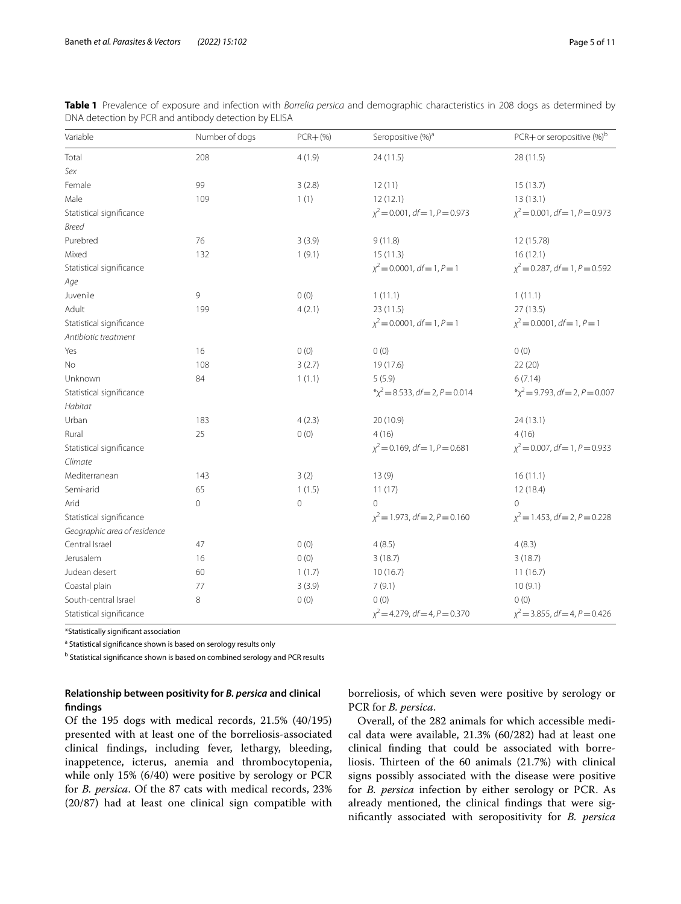**Table 1** Prevalence of exposure and infection with *Borrelia persica* and demographic characteristics in 208 dogs as determined by DNA detection by PCR and antibody detection by ELISA

| Variable | Number of dogs | PCR+ (%) | Seropositive (%)[a] | PCR+ or seropositive (%)[b] |
|---|---|---|---|---|
| Total | 208 | 4 (1.9) | 24 (11.5) | 28 (11.5) |
| *Sex* | | | | |
| Female | 99 | 3 (2.8) | 12 (11) | 15 (13.7) |
| Male | 109 | 1 (1) | 12 (12.1) | 13 (13.1) |
| Statistical significance | | | $\chi^2=0.001$, $df=1$, $P=0.973$ | $\chi^2=0.001$, $df=1$, $P=0.973$ |
| *Breed* | | | | |
| Purebred | 76 | 3 (3.9) | 9 (11.8) | 12 (15.78) |
| Mixed | 132 | 1 (9.1) | 15 (11.3) | 16 (12.1) |
| Statistical significance | | | $\chi^2=0.0001$, $df=1$, $P=1$ | $\chi^2=0.287$, $df=1$, $P=0.592$ |
| *Age* | | | | |
| Juvenile | 9 | 0 (0) | 1 (11.1) | 1 (11.1) |
| Adult | 199 | 4 (2.1) | 23 (11.5) | 27 (13.5) |
| Statistical significance | | | $\chi^2=0.0001$, $df=1$, $P=1$ | $\chi^2=0.0001$, $df=1$, $P=1$ |
| *Antibiotic treatment* | | | | |
| Yes | 16 | 0 (0) | 0 (0) | 0 (0) |
| No | 108 | 3 (2.7) | 19 (17.6) | 22 (20) |
| Unknown | 84 | 1 (1.1) | 5 (5.9) | 6 (7.14) |
| Statistical significance | | | *$\chi^2=8.533$, $df=2$, $P=0.014$ | *$\chi^2=9.793$, $df=2$, $P=0.007$ |
| *Habitat* | | | | |
| Urban | 183 | 4 (2.3) | 20 (10.9) | 24 (13.1) |
| Rural | 25 | 0 (0) | 4 (16) | 4 (16) |
| Statistical significance | | | $\chi^2=0.169$, $df=1$, $P=0.681$ | $\chi^2=0.007$, $df=1$, $P=0.933$ |
| *Climate* | | | | |
| Mediterranean | 143 | 3 (2) | 13 (9) | 16 (11.1) |
| Semi-arid | 65 | 1 (1.5) | 11 (17) | 12 (18.4) |
| Arid | 0 | 0 | 0 | 0 |
| Statistical significance | | | $\chi^2=1.973$, $df=2$, $P=0.160$ | $\chi^2=1.453$, $df=2$, $P=0.228$ |
| *Geographic area of residence* | | | | |
| Central Israel | 47 | 0 (0) | 4 (8.5) | 4 (8.3) |
| Jerusalem | 16 | 0 (0) | 3 (18.7) | 3 (18.7) |
| Judean desert | 60 | 1 (1.7) | 10 (16.7) | 11 (16.7) |
| Coastal plain | 77 | 3 (3.9) | 7 (9.1) | 10 (9.1) |
| South-central Israel | 8 | 0 (0) | 0 (0) | 0 (0) |
| Statistical significance | | | $\chi^2=4.279$, $df=4$, $P=0.370$ | $\chi^2=3.855$, $df=4$, $P=0.426$ |

*Statistically significant association

[a] Statistical significance shown is based on serology results only

[b] Statistical significance shown is based on combined serology and PCR results

### Relationship between positivity for *B. persica* and clinical findings

Of the 195 dogs with medical records, 21.5% (40/195) presented with at least one of the borreliosis-associated clinical findings, including fever, lethargy, bleeding, inappetence, icterus, anemia and thrombocytopenia, while only 15% (6/40) were positive by serology or PCR for *B. persica*. Of the 87 cats with medical records, 23% (20/87) had at least one clinical sign compatible with borreliosis, of which seven were positive by serology or PCR for *B. persica*.

Overall, of the 282 animals for which accessible medical data were available, 21.3% (60/282) had at least one clinical finding that could be associated with borreliosis. Thirteen of the 60 animals (21.7%) with clinical signs possibly associated with the disease were positive for *B. persica* infection by either serology or PCR. As already mentioned, the clinical findings that were significantly associated with seropositivity for *B. persica*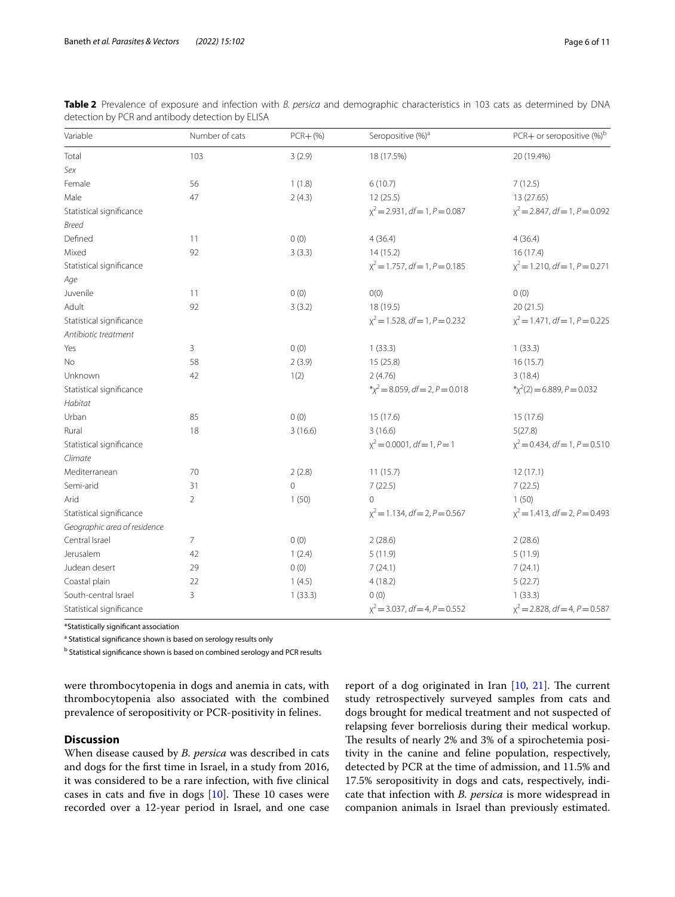**Table 2** Prevalence of exposure and infection with *B. persica* and demographic characteristics in 103 cats as determined by DNA detection by PCR and antibody detection by ELISA

| Variable | Number of cats | PCR+ (%) | Seropositive (%)[a] | PCR+ or seropositive (%)[b] |
|---|---|---|---|---|
| Total | 103 | 3 (2.9) | 18 (17.5%) | 20 (19.4%) |
| *Sex* | | | | |
| Female | 56 | 1 (1.8) | 6 (10.7) | 7 (12.5) |
| Male | 47 | 2 (4.3) | 12 (25.5) | 13 (27.65) |
| Statistical significance | | | $\chi^2=2.931$, $df=1$, $P=0.087$ | $\chi^2=2.847$, $df=1$, $P=0.092$ |
| *Breed* | | | | |
| Defined | 11 | 0 (0) | 4 (36.4) | 4 (36.4) |
| Mixed | 92 | 3 (3.3) | 14 (15.2) | 16 (17.4) |
| Statistical significance | | | $\chi^2=1.757$, $df=1$, $P=0.185$ | $\chi^2=1.210$, $df=1$, $P=0.271$ |
| *Age* | | | | |
| Juvenile | 11 | 0 (0) | 0(0) | 0 (0) |
| Adult | 92 | 3 (3.2) | 18 (19.5) | 20 (21.5) |
| Statistical significance | | | $\chi^2=1.528$, $df=1$, $P=0.232$ | $\chi^2=1.471$, $df=1$, $P=0.225$ |
| *Antibiotic treatment* | | | | |
| Yes | 3 | 0 (0) | 1 (33.3) | 1 (33.3) |
| No | 58 | 2 (3.9) | 15 (25.8) | 16 (15.7) |
| Unknown | 42 | 1(2) | 2 (4.76) | 3 (18.4) |
| Statistical significance | | | *$\chi^2=8.059$, $df=2$, $P=0.018$ | *$\chi^2(2)=6.889$, $P=0.032$ |
| *Habitat* | | | | |
| Urban | 85 | 0 (0) | 15 (17.6) | 15 (17.6) |
| Rural | 18 | 3 (16.6) | 3 (16.6) | 5(27.8) |
| Statistical significance | | | $\chi^2=0.0001$, $df=1$, $P=1$ | $\chi^2=0.434$, $df=1$, $P=0.510$ |
| *Climate* | | | | |
| Mediterranean | 70 | 2 (2.8) | 11 (15.7) | 12 (17.1) |
| Semi-arid | 31 | 0 | 7 (22.5) | 7 (22.5) |
| Arid | 2 | 1 (50) | 0 | 1 (50) |
| Statistical significance | | | $\chi^2=1.134$, $df=2$, $P=0.567$ | $\chi^2=1.413$, $df=2$, $P=0.493$ |
| *Geographic area of residence* | | | | |
| Central Israel | 7 | 0 (0) | 2 (28.6) | 2 (28.6) |
| Jerusalem | 42 | 1 (2.4) | 5 (11.9) | 5 (11.9) |
| Judean desert | 29 | 0 (0) | 7 (24.1) | 7 (24.1) |
| Coastal plain | 22 | 1 (4.5) | 4 (18.2) | 5 (22.7) |
| South-central Israel | 3 | 1 (33.3) | 0 (0) | 1 (33.3) |
| Statistical significance | | | $\chi^2=3.037$, $df=4$, $P=0.552$ | $\chi^2=2.828$, $df=4$, $P=0.587$ |

*Statistically significant association

[a] Statistical significance shown is based on serology results only

[b] Statistical significance shown is based on combined serology and PCR results

were thrombocytopenia in dogs and anemia in cats, with thrombocytopenia also associated with the combined prevalence of seropositivity or PCR-positivity in felines.

## Discussion

When disease caused by *B. persica* was described in cats and dogs for the first time in Israel, in a study from 2016, it was considered to be a rare infection, with five clinical cases in cats and five in dogs [10]. These 10 cases were recorded over a 12-year period in Israel, and one case report of a dog originated in Iran [10, 21]. The current study retrospectively surveyed samples from cats and dogs brought for medical treatment and not suspected of relapsing fever borreliosis during their medical workup. The results of nearly 2% and 3% of a spirochetemia positivity in the canine and feline population, respectively, detected by PCR at the time of admission, and 11.5% and 17.5% seropositivity in dogs and cats, respectively, indicate that infection with *B. persica* is more widespread in companion animals in Israel than previously estimated.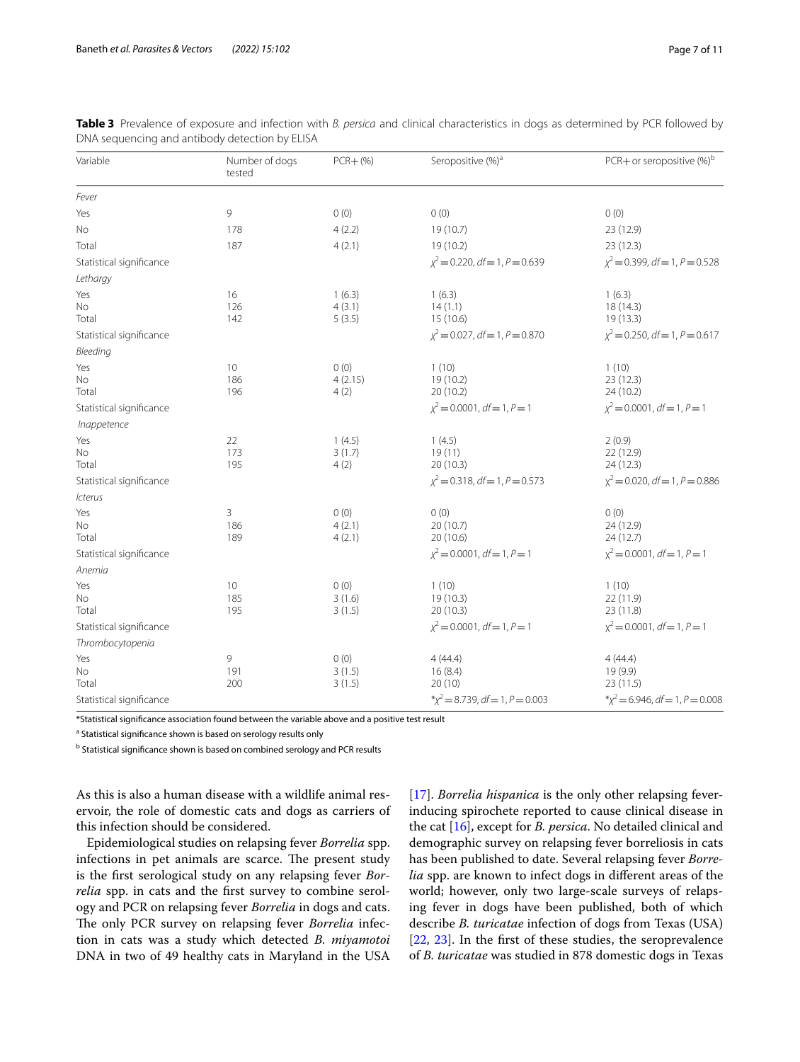**Table 3** Prevalence of exposure and infection with *B. persica* and clinical characteristics in dogs as determined by PCR followed by DNA sequencing and antibody detection by ELISA

| Variable | Number of dogs tested | PCR+ (%) | Seropositive (%)[a] | PCR+ or seropositive (%)[b] |
|---|---|---|---|---|
| *Fever* | | | | |
| Yes | 9 | 0 (0) | 0 (0) | 0 (0) |
| No | 178 | 4 (2.2) | 19 (10.7) | 23 (12.9) |
| Total | 187 | 4 (2.1) | 19 (10.2) | 23 (12.3) |
| Statistical significance | | | $\chi^2 = 0.220$, $df = 1$, $P = 0.639$ | $\chi^2 = 0.399$, $df = 1$, $P = 0.528$ |
| *Lethargy* | | | | |
| Yes | 16 | 1 (6.3) | 1 (6.3) | 1 (6.3) |
| No | 126 | 4 (3.1) | 14 (1.1) | 18 (14.3) |
| Total | 142 | 5 (3.5) | 15 (10.6) | 19 (13.3) |
| Statistical significance | | | $\chi^2 = 0.027$, $df = 1$, $P = 0.870$ | $\chi^2 = 0.250$, $df = 1$, $P = 0.617$ |
| *Bleeding* | | | | |
| Yes | 10 | 0 (0) | 1 (10) | 1 (10) |
| No | 186 | 4 (2.15) | 19 (10.2) | 23 (12.3) |
| Total | 196 | 4 (2) | 20 (10.2) | 24 (10.2) |
| Statistical significance | | | $\chi^2 = 0.0001$, $df = 1$, $P = 1$ | $\chi^2 = 0.0001$, $df = 1$, $P = 1$ |
| *Inappetence* | | | | |
| Yes | 22 | 1 (4.5) | 1 (4.5) | 2 (0.9) |
| No | 173 | 3 (1.7) | 19 (11) | 22 (12.9) |
| Total | 195 | 4 (2) | 20 (10.3) | 24 (12.3) |
| Statistical significance | | | $\chi^2 = 0.318$, $df = 1$, $P = 0.573$ | $\chi^2 = 0.020$, $df = 1$, $P = 0.886$ |
| *Icterus* | | | | |
| Yes | 3 | 0 (0) | 0 (0) | 0 (0) |
| No | 186 | 4 (2.1) | 20 (10.7) | 24 (12.9) |
| Total | 189 | 4 (2.1) | 20 (10.6) | 24 (12.7) |
| Statistical significance | | | $\chi^2 = 0.0001$, $df = 1$, $P = 1$ | $\chi^2 = 0.0001$, $df = 1$, $P = 1$ |
| *Anemia* | | | | |
| Yes | 10 | 0 (0) | 1 (10) | 1 (10) |
| No | 185 | 3 (1.6) | 19 (10.3) | 22 (11.9) |
| Total | 195 | 3 (1.5) | 20 (10.3) | 23 (11.8) |
| Statistical significance | | | $\chi^2 = 0.0001$, $df = 1$, $P = 1$ | $\chi^2 = 0.0001$, $df = 1$, $P = 1$ |
| *Thrombocytopenia* | | | | |
| Yes | 9 | 0 (0) | 4 (44.4) | 4 (44.4) |
| No | 191 | 3 (1.5) | 16 (8.4) | 19 (9.9) |
| Total | 200 | 3 (1.5) | 20 (10) | 23 (11.5) |
| Statistical significance | | | *$\chi^2 = 8.739$, $df = 1$, $P = 0.003$ | *$\chi^2 = 6.946$, $df = 1$, $P = 0.008$ |

*Statistical significance association found between the variable above and a positive test result

[a] Statistical significance shown is based on serology results only

[b] Statistical significance shown is based on combined serology and PCR results

As this is also a human disease with a wildlife animal reservoir, the role of domestic cats and dogs as carriers of this infection should be considered.

Epidemiological studies on relapsing fever *Borrelia* spp. infections in pet animals are scarce. The present study is the first serological study on any relapsing fever *Borrelia* spp. in cats and the first survey to combine serology and PCR on relapsing fever *Borrelia* in dogs and cats. The only PCR survey on relapsing fever *Borrelia* infection in cats was a study which detected *B. miyamotoi* DNA in two of 49 healthy cats in Maryland in the USA [17]. *Borrelia hispanica* is the only other relapsing fever-inducing spirochete reported to cause clinical disease in the cat [16], except for *B. persica*. No detailed clinical and demographic survey on relapsing fever borreliosis in cats has been published to date. Several relapsing fever *Borrelia* spp. are known to infect dogs in different areas of the world; however, only two large-scale surveys of relapsing fever in dogs have been published, both of which describe *B. turicatae* infection of dogs from Texas (USA) [22, 23]. In the first of these studies, the seroprevalence of *B. turicatae* was studied in 878 domestic dogs in Texas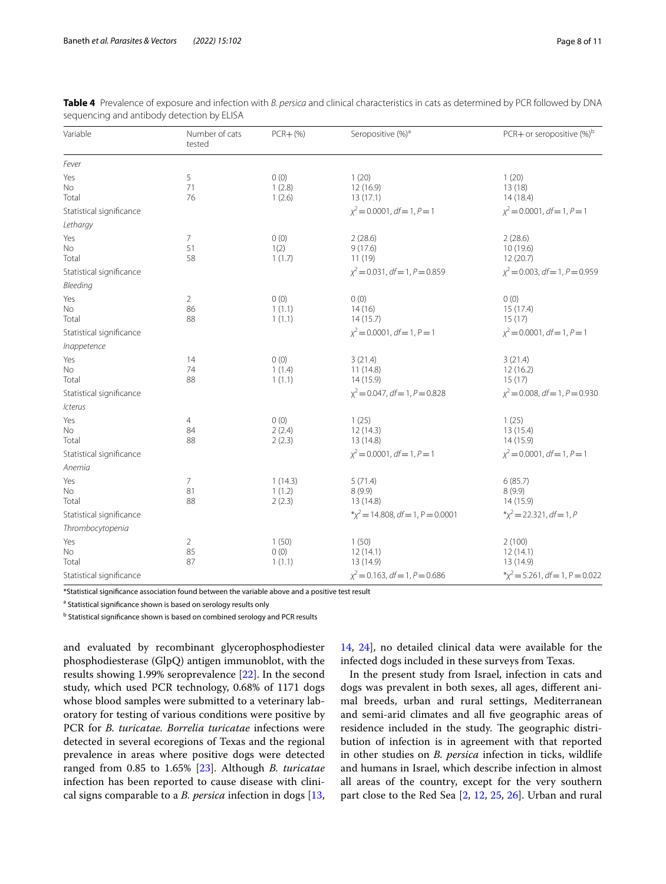**Table 4** Prevalence of exposure and infection with *B. persica* and clinical characteristics in cats as determined by PCR followed by DNA sequencing and antibody detection by ELISA

| Variable | Number of cats tested | PCR+ (%) | Seropositive (%)[a] | PCR+ or seropositive (%)[b] |
|---|---|---|---|---|
| *Fever* | | | | |
| Yes | 5 | 0 (0) | 1 (20) | 1 (20) |
| No | 71 | 1 (2.8) | 12 (16.9) | 13 (18) |
| Total | 76 | 1 (2.6) | 13 (17.1) | 14 (18.4) |
| Statistical significance | | | $\chi^2 = 0.0001$, $df = 1$, $P = 1$ | $\chi^2 = 0.0001$, $df = 1$, $P = 1$ |
| *Lethargy* | | | | |
| Yes | 7 | 0 (0) | 2 (28.6) | 2 (28.6) |
| No | 51 | 1(2) | 9 (17.6) | 10 (19.6) |
| Total | 58 | 1 (1.7) | 11 (19) | 12 (20.7) |
| Statistical significance | | | $\chi^2 = 0.031$, $df = 1$, $P = 0.859$ | $\chi^2 = 0.003$, $df = 1$, $P = 0.959$ |
| *Bleeding* | | | | |
| Yes | 2 | 0 (0) | 0 (0) | 0 (0) |
| No | 86 | 1 (1.1) | 14 (16) | 15 (17.4) |
| Total | 88 | 1 (1.1) | 14 (15.7) | 15 (17) |
| Statistical significance | | | $\chi^2 = 0.0001$, $df = 1$, $P = 1$ | $\chi^2 = 0.0001$, $df = 1$, $P = 1$ |
| *Inappetence* | | | | |
| Yes | 14 | 0 (0) | 3 (21.4) | 3 (21.4) |
| No | 74 | 1 (1.4) | 11 (14.8) | 12 (16.2) |
| Total | 88 | 1 (1.1) | 14 (15.9) | 15 (17) |
| Statistical significance | | | $\chi^2 = 0.047$, $df = 1$, $P = 0.828$ | $\chi^2 = 0.008$, $df = 1$, $P = 0.930$ |
| *Icterus* | | | | |
| Yes | 4 | 0 (0) | 1 (25) | 1 (25) |
| No | 84 | 2 (2.4) | 12 (14.3) | 13 (15.4) |
| Total | 88 | 2 (2.3) | 13 (14.8) | 14 (15.9) |
| Statistical significance | | | $\chi^2 = 0.0001$, $df = 1$, $P = 1$ | $\chi^2 = 0.0001$, $df = 1$, $P = 1$ |
| *Anemia* | | | | |
| Yes | 7 | 1 (14.3) | 5 (71.4) | 6 (85.7) |
| No | 81 | 1 (1.2) | 8 (9.9) | 8 (9.9) |
| Total | 88 | 2 (2.3) | 13 (14.8) | 14 (15.9) |
| Statistical significance | | | *$\chi^2 = 14.808$, $df = 1$, $P = 0.0001$ | *$\chi^2 = 22.321$, $df = 1$, $P$ |
| *Thrombocytopenia* | | | | |
| Yes | 2 | 1 (50) | 1 (50) | 2 (100) |
| No | 85 | 0 (0) | 12 (14.1) | 12 (14.1) |
| Total | 87 | 1 (1.1) | 13 (14.9) | 13 (14.9) |
| Statistical significance | | | $\chi^2 = 0.163$, $df = 1$, $P = 0.686$ | *$\chi^2 = 5.261$, $df = 1$, $P = 0.022$ |

*Statistical significance association found between the variable above and a positive test result

[a] Statistical significance shown is based on serology results only

[b] Statistical significance shown is based on combined serology and PCR results

and evaluated by recombinant glycerophosphodiester phosphodiesterase (GlpQ) antigen immunoblot, with the results showing 1.99% seroprevalence [22]. In the second study, which used PCR technology, 0.68% of 1171 dogs whose blood samples were submitted to a veterinary laboratory for testing of various conditions were positive by PCR for *B. turicatae*. *Borrelia turicatae* infections were detected in several ecoregions of Texas and the regional prevalence in areas where positive dogs were detected ranged from 0.85 to 1.65% [23]. Although *B. turicatae* infection has been reported to cause disease with clinical signs comparable to a *B. persica* infection in dogs [13, 14, 24], no detailed clinical data were available for the infected dogs included in these surveys from Texas.

In the present study from Israel, infection in cats and dogs was prevalent in both sexes, all ages, different animal breeds, urban and rural settings, Mediterranean and semi-arid climates and all five geographic areas of residence included in the study. The geographic distribution of infection is in agreement with that reported in other studies on *B. persica* infection in ticks, wildlife and humans in Israel, which describe infection in almost all areas of the country, except for the very southern part close to the Red Sea [2, 12, 25, 26]. Urban and rural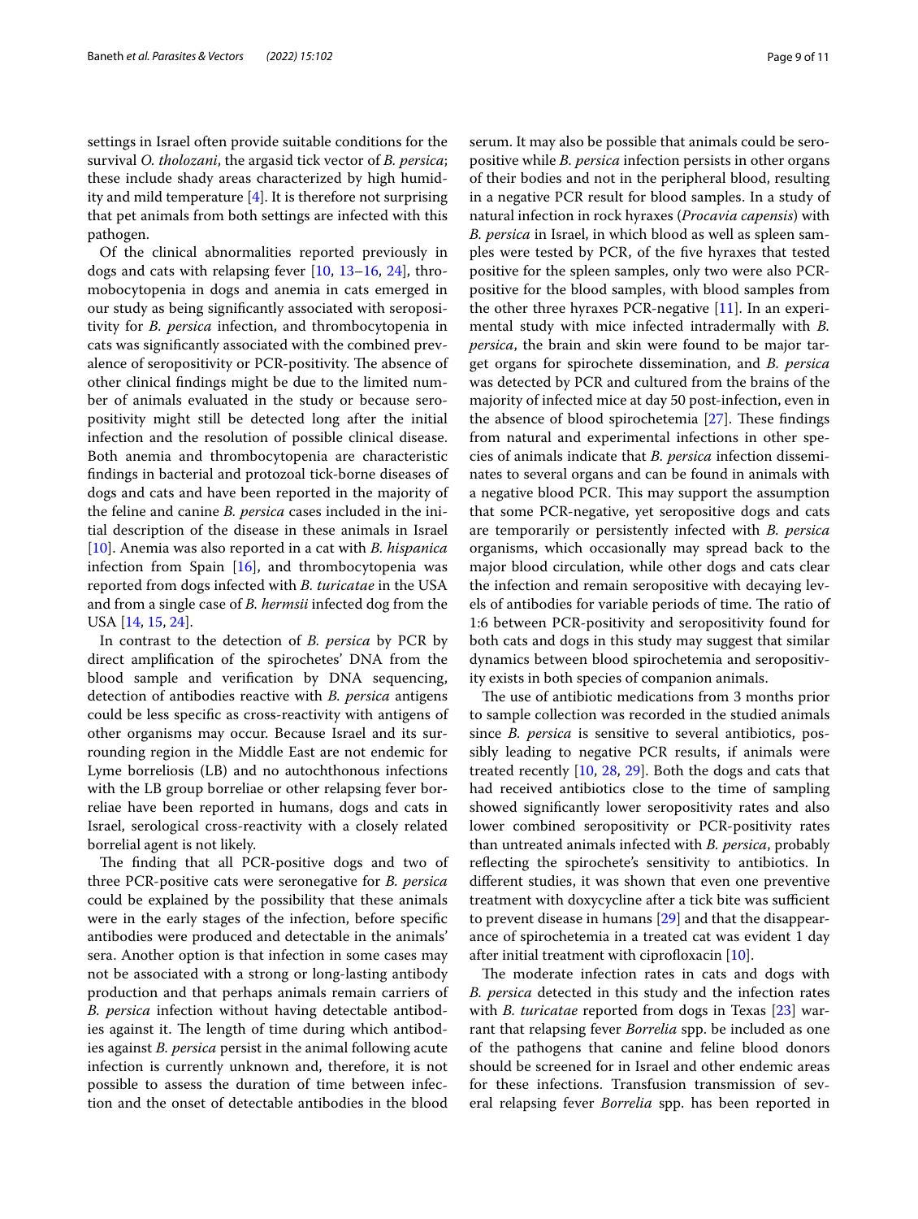settings in Israel often provide suitable conditions for the survival *O. tholozani*, the argasid tick vector of *B. persica*; these include shady areas characterized by high humidity and mild temperature [4]. It is therefore not surprising that pet animals from both settings are infected with this pathogen.

Of the clinical abnormalities reported previously in dogs and cats with relapsing fever [10, 13–16, 24], thrombocytopenia in dogs and anemia in cats emerged in our study as being significantly associated with seropositivity for *B. persica* infection, and thrombocytopenia in cats was significantly associated with the combined prevalence of seropositivity or PCR-positivity. The absence of other clinical findings might be due to the limited number of animals evaluated in the study or because seropositivity might still be detected long after the initial infection and the resolution of possible clinical disease. Both anemia and thrombocytopenia are characteristic findings in bacterial and protozoal tick-borne diseases of dogs and cats and have been reported in the majority of the feline and canine *B. persica* cases included in the initial description of the disease in these animals in Israel [10]. Anemia was also reported in a cat with *B. hispanica* infection from Spain [16], and thrombocytopenia was reported from dogs infected with *B. turicatae* in the USA and from a single case of *B. hermsii* infected dog from the USA [14, 15, 24].

In contrast to the detection of *B. persica* by PCR by direct amplification of the spirochetes' DNA from the blood sample and verification by DNA sequencing, detection of antibodies reactive with *B. persica* antigens could be less specific as cross-reactivity with antigens of other organisms may occur. Because Israel and its surrounding region in the Middle East are not endemic for Lyme borreliosis (LB) and no autochthonous infections with the LB group borreliae or other relapsing fever borreliae have been reported in humans, dogs and cats in Israel, serological cross-reactivity with a closely related borrelial agent is not likely.

The finding that all PCR-positive dogs and two of three PCR-positive cats were seronegative for *B. persica* could be explained by the possibility that these animals were in the early stages of the infection, before specific antibodies were produced and detectable in the animals' sera. Another option is that infection in some cases may not be associated with a strong or long-lasting antibody production and that perhaps animals remain carriers of *B. persica* infection without having detectable antibodies against it. The length of time during which antibodies against *B. persica* persist in the animal following acute infection is currently unknown and, therefore, it is not possible to assess the duration of time between infection and the onset of detectable antibodies in the blood serum. It may also be possible that animals could be seropositive while *B. persica* infection persists in other organs of their bodies and not in the peripheral blood, resulting in a negative PCR result for blood samples. In a study of natural infection in rock hyraxes (*Procavia capensis*) with *B. persica* in Israel, in which blood as well as spleen samples were tested by PCR, of the five hyraxes that tested positive for the spleen samples, only two were also PCR-positive for the blood samples, with blood samples from the other three hyraxes PCR-negative [11]. In an experimental study with mice infected intradermally with *B. persica*, the brain and skin were found to be major target organs for spirochete dissemination, and *B. persica* was detected by PCR and cultured from the brains of the majority of infected mice at day 50 post-infection, even in the absence of blood spirochetemia [27]. These findings from natural and experimental infections in other species of animals indicate that *B. persica* infection disseminates to several organs and can be found in animals with a negative blood PCR. This may support the assumption that some PCR-negative, yet seropositive dogs and cats are temporarily or persistently infected with *B. persica* organisms, which occasionally may spread back to the major blood circulation, while other dogs and cats clear the infection and remain seropositive with decaying levels of antibodies for variable periods of time. The ratio of 1:6 between PCR-positivity and seropositivity found for both cats and dogs in this study may suggest that similar dynamics between blood spirochetemia and seropositivity exists in both species of companion animals.

The use of antibiotic medications from 3 months prior to sample collection was recorded in the studied animals since *B. persica* is sensitive to several antibiotics, possibly leading to negative PCR results, if animals were treated recently [10, 28, 29]. Both the dogs and cats that had received antibiotics close to the time of sampling showed significantly lower seropositivity rates and also lower combined seropositivity or PCR-positivity rates than untreated animals infected with *B. persica*, probably reflecting the spirochete's sensitivity to antibiotics. In different studies, it was shown that even one preventive treatment with doxycycline after a tick bite was sufficient to prevent disease in humans [29] and that the disappearance of spirochetemia in a treated cat was evident 1 day after initial treatment with ciprofloxacin [10].

The moderate infection rates in cats and dogs with *B. persica* detected in this study and the infection rates with *B. turicatae* reported from dogs in Texas [23] warrant that relapsing fever *Borrelia* spp. be included as one of the pathogens that canine and feline blood donors should be screened for in Israel and other endemic areas for these infections. Transfusion transmission of several relapsing fever *Borrelia* spp. has been reported in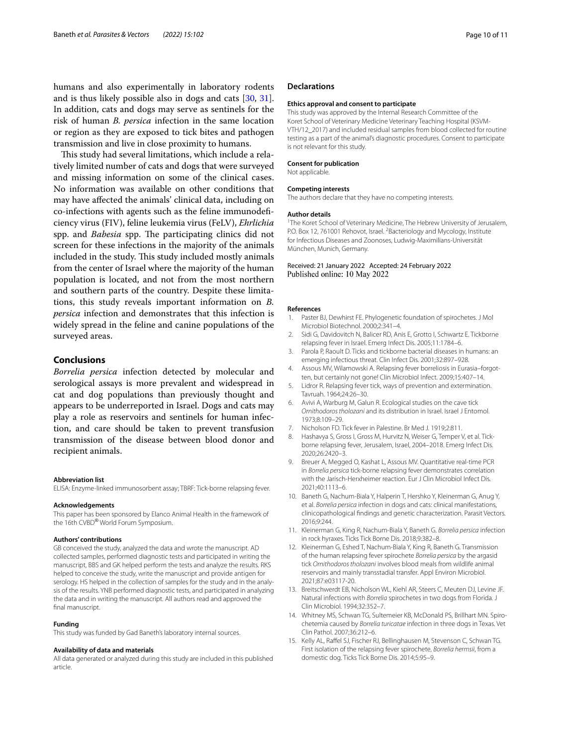humans and also experimentally in laboratory rodents and is thus likely possible also in dogs and cats [30, 31]. In addition, cats and dogs may serve as sentinels for the risk of human *B. persica* infection in the same location or region as they are exposed to tick bites and pathogen transmission and live in close proximity to humans.

This study had several limitations, which include a relatively limited number of cats and dogs that were surveyed and missing information on some of the clinical cases. No information was available on other conditions that may have affected the animals' clinical data, including on co-infections with agents such as the feline immunodeficiency virus (FIV), feline leukemia virus (FeLV), *Ehrlichia* spp. and *Babesia* spp. The participating clinics did not screen for these infections in the majority of the animals included in the study. This study included mostly animals from the center of Israel where the majority of the human population is located, and not from the most northern and southern parts of the country. Despite these limitations, this study reveals important information on *B. persica* infection and demonstrates that this infection is widely spread in the feline and canine populations of the surveyed areas.

## Conclusions

*Borrelia persica* infection detected by molecular and serological assays is more prevalent and widespread in cat and dog populations than previously thought and appears to be underreported in Israel. Dogs and cats may play a role as reservoirs and sentinels for human infection, and care should be taken to prevent transfusion transmission of the disease between blood donor and recipient animals.

#### Abbreviation list

ELISA: Enzyme-linked immunosorbent assay; TBRF: Tick-borne relapsing fever.

#### Acknowledgements

This paper has been sponsored by Elanco Animal Health in the framework of the 16th CVBD® World Forum Symposium.

#### Authors' contributions

GB conceived the study, analyzed the data and wrote the manuscript. AD collected samples, performed diagnostic tests and participated in writing the manuscript, BBS and GK helped perform the tests and analyze the results. RKS helped to conceive the study, write the manuscript and provide antigen for serology. HS helped in the collection of samples for the study and in the analysis of the results. YNB performed diagnostic tests, and participated in analyzing the data and in writing the manuscript. All authors read and approved the final manuscript.

#### Funding

This study was funded by Gad Baneth's laboratory internal sources.

#### Availability of data and materials

All data generated or analyzed during this study are included in this published article.

## Declarations

#### Ethics approval and consent to participate

This study was approved by the Internal Research Committee of the Koret School of Veterinary Medicine Veterinary Teaching Hospital (KSVM-VTH/12_2017) and included residual samples from blood collected for routine testing as a part of the animal's diagnostic procedures. Consent to participate is not relevant for this study.

#### Consent for publication

Not applicable.

#### Competing interests

The authors declare that they have no competing interests.

#### Author details

[1] The Koret School of Veterinary Medicine, The Hebrew University of Jerusalem, P.O. Box 12, 761001 Rehovot, Israel. [2] Bacteriology and Mycology, Institute for Infectious Diseases and Zoonoses, Ludwig-Maximilians-Universität München, Munich, Germany.

Received: 21 January 2022 Accepted: 24 February 2022
Published online: 10 May 2022

#### References

1. Paster BJ, Dewhirst FE. Phylogenetic foundation of spirochetes. J Mol Microbiol Biotechnol. 2000;2:341–4.
2. Sidi G, Davidovitch N, Balicer RD, Anis E, Grotto I, Schwartz E. Tickborne relapsing fever in Israel. Emerg Infect Dis. 2005;11:1784–6.
3. Parola P, Raoult D. Ticks and tickborne bacterial diseases in humans: an emerging infectious threat. Clin Infect Dis. 2001;32:897–928.
4. Assous MV, Wilamowski A. Relapsing fever borreliosis in Eurasia–forgotten, but certainly not gone! Clin Microbiol Infect. 2009;15:407–14.
5. Lidror R. Relapsing fever tick, ways of prevention and extermination. Tavruah. 1964;24:26–30.
6. Avivi A, Warburg M, Galun R. Ecological studies on the cave tick *Ornithodoros tholozani* and its distribution in Israel. Israel J Entomol. 1973;8:109–29.
7. Nicholson FD. Tick fever in Palestine. Br Med J. 1919;2:811.
8. Hashavya S, Gross I, Gross M, Hurvitz N, Weiser G, Temper V, et al. Tickborne relapsing fever, Jerusalem, Israel, 2004–2018. Emerg Infect Dis. 2020;26:2420–3.
9. Breuer A, Megged O, Kashat L, Assous MV. Quantitative real-time PCR in *Borrelia persica* tick-borne relapsing fever demonstrates correlation with the Jarisch-Herxheimer reaction. Eur J Clin Microbiol Infect Dis. 2021;40:1113–6.
10. Baneth G, Nachum-Biala Y, Halperin T, Hershko Y, Kleinerman G, Anug Y, et al. *Borrelia persica* infection in dogs and cats: clinical manifestations, clinicopathological findings and genetic characterization. Parasit Vectors. 2016;9:244.
11. Kleinerman G, King R, Nachum-Biala Y, Baneth G. *Borrelia persica* infection in rock hyraxes. Ticks Tick Borne Dis. 2018;9:382–8.
12. Kleinerman G, Eshed T, Nachum-Biala Y, King R, Baneth G. Transmission of the human relapsing fever spirochete *Borrelia persica* by the argasid tick *Ornithodoros tholozani* involves blood meals from wildlife animal reservoirs and mainly transstadial transfer. Appl Environ Microbiol. 2021;87:e03117-20.
13. Breitschwerdt EB, Nicholson WL, Kiehl AR, Steers C, Meuten DJ, Levine JF. Natural infections with *Borrelia* spirochetes in two dogs from Florida. J Clin Microbiol. 1994;32:352–7.
14. Whitney MS, Schwan TG, Sultemeier KB, McDonald PS, Brillhart MN. Spirochetemia caused by *Borrelia turicatae* infection in three dogs in Texas. Vet Clin Pathol. 2007;36:212–6.
15. Kelly AL, Raffel SJ, Fischer RJ, Bellinghausen M, Stevenson C, Schwan TG. First isolation of the relapsing fever spirochete, *Borrelia hermsii*, from a domestic dog. Ticks Tick Borne Dis. 2014;5:95–9.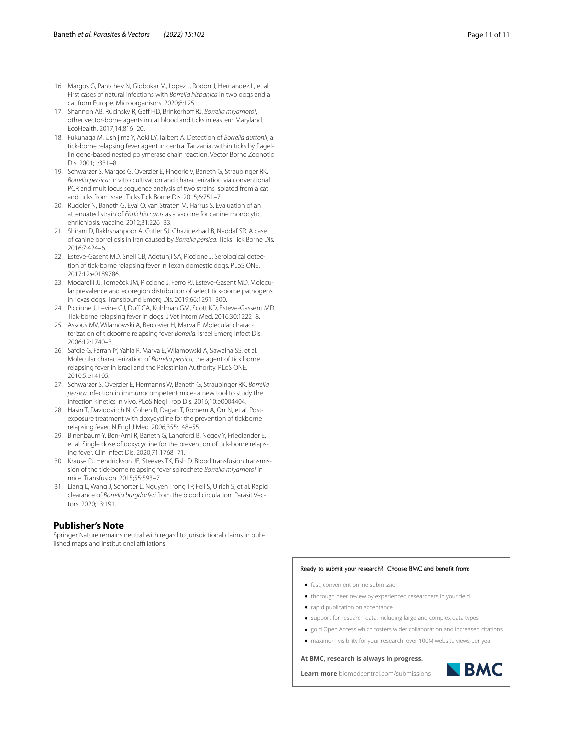16. Margos G, Pantchev N, Globokar M, Lopez J, Rodon J, Hernandez L, et al. First cases of natural infections with *Borrelia hispanica* in two dogs and a cat from Europe. Microorganisms. 2020;8:1251.
17. Shannon AB, Rucinsky R, Gaff HD, Brinkerhoff RJ. *Borrelia miyamotoi*, other vector-borne agents in cat blood and ticks in eastern Maryland. EcoHealth. 2017;14:816–20.
18. Fukunaga M, Ushijima Y, Aoki LY, Talbert A. Detection of *Borrelia duttonii*, a tick-borne relapsing fever agent in central Tanzania, within ticks by flagellin gene-based nested polymerase chain reaction. Vector Borne Zoonotic Dis. 2001;1:331–8.
19. Schwarzer S, Margos G, Overzier E, Fingerle V, Baneth G, Straubinger RK. *Borrelia persica*: In vitro cultivation and characterization via conventional PCR and multilocus sequence analysis of two strains isolated from a cat and ticks from Israel. Ticks Tick Borne Dis. 2015;6:751–7.
20. Rudoler N, Baneth G, Eyal O, van Straten M, Harrus S. Evaluation of an attenuated strain of *Ehrlichia canis* as a vaccine for canine monocytic ehrlichiosis. Vaccine. 2012;31:226–33.
21. Shirani D, Rakhshanpoor A, Cutler SJ, Ghazinezhad B, Naddaf SR. A case of canine borreliosis in Iran caused by *Borrelia persica*. Ticks Tick Borne Dis. 2016;7:424–6.
22. Esteve-Gasent MD, Snell CB, Adetunji SA, Piccione J. Serological detection of tick-borne relapsing fever in Texan domestic dogs. PLoS ONE. 2017;12:e0189786.
23. Modarelli JJ, Tomeček JM, Piccione J, Ferro PJ, Esteve-Gasent MD. Molecular prevalence and ecoregion distribution of select tick-borne pathogens in Texas dogs. Transbound Emerg Dis. 2019;66:1291–300.
24. Piccione J, Levine GJ, Duff CA, Kuhlman GM, Scott KD, Esteve-Gassent MD. Tick-borne relapsing fever in dogs. J Vet Intern Med. 2016;30:1222–8.
25. Assous MV, Wilamowski A, Bercovier H, Marva E. Molecular characterization of tickborne relapsing fever *Borrelia*. Israel Emerg Infect Dis. 2006;12:1740–3.
26. Safdie G, Farrah IY, Yahia R, Marva E, Wilamowski A, Sawalha SS, et al. Molecular characterization of *Borrelia persica*, the agent of tick borne relapsing fever in Israel and the Palestinian Authority. PLoS ONE. 2010;5:e14105.
27. Schwarzer S, Overzier E, Hermanns W, Baneth G, Straubinger RK. *Borrelia persica* infection in immunocompetent mice- a new tool to study the infection kinetics in vivo. PLoS Negl Trop Dis. 2016;10:e0004404.
28. Hasin T, Davidovitch N, Cohen R, Dagan T, Romem A, Orr N, et al. Post-exposure treatment with doxycycline for the prevention of tickborne relapsing fever. N Engl J Med. 2006;355:148–55.
29. Binenbaum Y, Ben-Ami R, Baneth G, Langford B, Negev Y, Friedlander E, et al. Single dose of doxycycline for the prevention of tick-borne relapsing fever. Clin Infect Dis. 2020;71:1768–71.
30. Krause PJ, Hendrickson JE, Steeves TK, Fish D. Blood transfusion transmission of the tick-borne relapsing fever spirochete *Borrelia miyamotoi* in mice. Transfusion. 2015;55:593–7.
31. Liang L, Wang J, Schorter L, Nguyen Trong TP, Fell S, Ulrich S, et al. Rapid clearance of *Borrelia burgdorferi* from the blood circulation. Parasit Vectors. 2020;13:191.

## Publisher's Note

Springer Nature remains neutral with regard to jurisdictional claims in published maps and institutional affiliations.

Ready to submit your research? Choose BMC and benefit from:

- fast, convenient online submission
- thorough peer review by experienced researchers in your field
- rapid publication on acceptance
- support for research data, including large and complex data types
- gold Open Access which fosters wider collaboration and increased citations
- maximum visibility for your research: over 100M website views per year

**At BMC, research is always in progress.**

**Learn more** biomedcentral.com/submissions

BMC